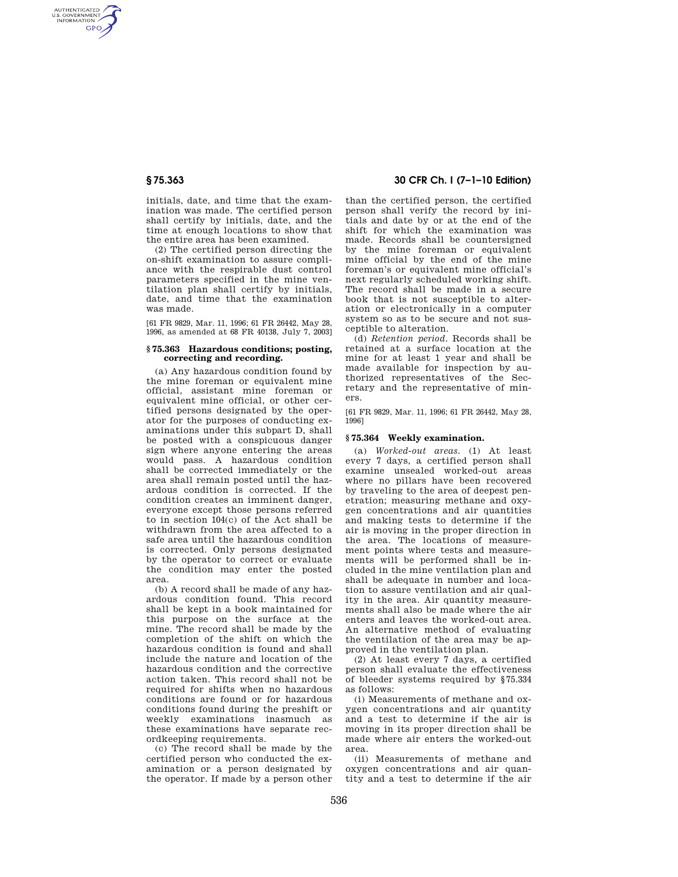initials, date, and time that the examination was made. The certified person shall certify by initials, date, and the time at enough locations to show that the entire area has been examined.

(2) The certified person directing the on-shift examination to assure compliance with the respirable dust control parameters specified in the mine ventilation plan shall certify by initials, date, and time that the examination was made.

[61 FR 9829, Mar. 11, 1996; 61 FR 26442, May 28, 1996, as amended at 68 FR 40138, July 7, 2003]

### § 75.363 Hazardous conditions; posting, correcting and recording.

(a) Any hazardous condition found by the mine foreman or equivalent mine official, assistant mine foreman or equivalent mine official, or other certified persons designated by the operator for the purposes of conducting examinations under this subpart D, shall be posted with a conspicuous danger sign where anyone entering the areas would pass. A hazardous condition shall be corrected immediately or the area shall remain posted until the hazardous condition is corrected. If the condition creates an imminent danger, everyone except those persons referred to in section 104(c) of the Act shall be withdrawn from the area affected to a safe area until the hazardous condition is corrected. Only persons designated by the operator to correct or evaluate the condition may enter the posted area.

(b) A record shall be made of any hazardous condition found. This record shall be kept in a book maintained for this purpose on the surface at the mine. The record shall be made by the completion of the shift on which the hazardous condition is found and shall include the nature and location of the hazardous condition and the corrective action taken. This record shall not be required for shifts when no hazardous conditions are found or for hazardous conditions found during the preshift or weekly examinations inasmuch as these examinations have separate recordkeeping requirements.

(c) The record shall be made by the certified person who conducted the examination or a person designated by the operator. If made by a person other than the certified person, the certified person shall verify the record by initials and date by or at the end of the shift for which the examination was made. Records shall be countersigned by the mine foreman or equivalent mine official by the end of the mine foreman's or equivalent mine official's next regularly scheduled working shift. The record shall be made in a secure book that is not susceptible to alteration or electronically in a computer system so as to be secure and not susceptible to alteration.

(d) *Retention period.* Records shall be retained at a surface location at the mine for at least 1 year and shall be made available for inspection by authorized representatives of the Secretary and the representative of miners.

[61 FR 9829, Mar. 11, 1996; 61 FR 26442, May 28, 1996]

### § 75.364 Weekly examination.

(a) *Worked-out areas.* (1) At least every 7 days, a certified person shall examine unsealed worked-out areas where no pillars have been recovered by traveling to the area of deepest penetration; measuring methane and oxygen concentrations and air quantities and making tests to determine if the air is moving in the proper direction in the area. The locations of measurement points where tests and measurements will be performed shall be included in the mine ventilation plan and shall be adequate in number and location to assure ventilation and air quality in the area. Air quantity measurements shall also be made where the air enters and leaves the worked-out area. An alternative method of evaluating the ventilation of the area may be approved in the ventilation plan.

(2) At least every 7 days, a certified person shall evaluate the effectiveness of bleeder systems required by §75.334 as follows:

(i) Measurements of methane and oxygen concentrations and air quantity and a test to determine if the air is moving in its proper direction shall be made where air enters the worked-out area.

(ii) Measurements of methane and oxygen concentrations and air quantity and a test to determine if the air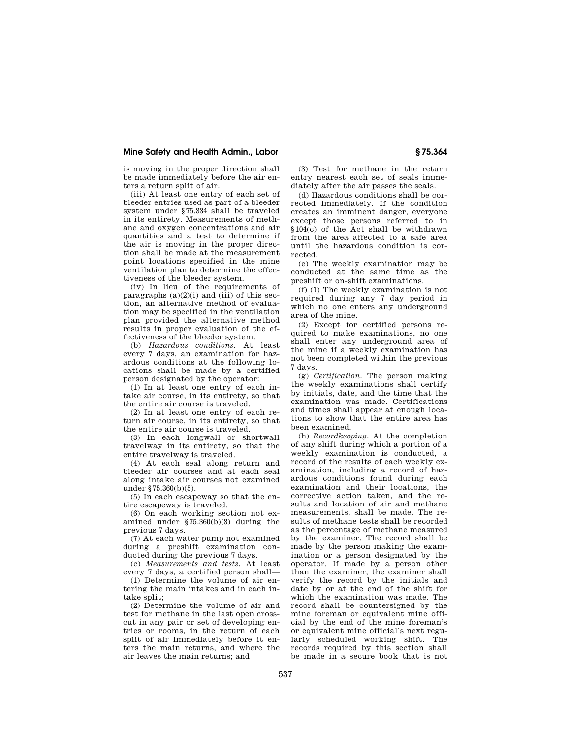is moving in the proper direction shall be made immediately before the air enters a return split of air.

(iii) At least one entry of each set of bleeder entries used as part of a bleeder system under §75.334 shall be traveled in its entirety. Measurements of methane and oxygen concentrations and air quantities and a test to determine if the air is moving in the proper direction shall be made at the measurement point locations specified in the mine ventilation plan to determine the effectiveness of the bleeder system.

(iv) In lieu of the requirements of paragraphs (a)(2)(i) and (iii) of this section, an alternative method of evaluation may be specified in the ventilation plan provided the alternative method results in proper evaluation of the effectiveness of the bleeder system.

(b) *Hazardous conditions.* At least every 7 days, an examination for hazardous conditions at the following locations shall be made by a certified person designated by the operator:

(1) In at least one entry of each intake air course, in its entirety, so that the entire air course is traveled.

(2) In at least one entry of each return air course, in its entirety, so that the entire air course is traveled.

(3) In each longwall or shortwall travelway in its entirety, so that the entire travelway is traveled.

(4) At each seal along return and bleeder air courses and at each seal along intake air courses not examined under §75.360(b)(5).

(5) In each escapeway so that the entire escapeway is traveled.

(6) On each working section not examined under §75.360(b)(3) during the previous 7 days.

(7) At each water pump not examined during a preshift examination conducted during the previous 7 days.

(c) *Measurements and tests.* At least every 7 days, a certified person shall—

(1) Determine the volume of air entering the main intakes and in each intake split;

(2) Determine the volume of air and test for methane in the last open crosscut in any pair or set of developing entries or rooms, in the return of each split of air immediately before it enters the main returns, and where the air leaves the main returns; and

(3) Test for methane in the return entry nearest each set of seals immediately after the air passes the seals.

(d) Hazardous conditions shall be corrected immediately. If the condition creates an imminent danger, everyone except those persons referred to in §104(c) of the Act shall be withdrawn from the area affected to a safe area until the hazardous condition is corrected.

(e) The weekly examination may be conducted at the same time as the preshift or on-shift examinations.

(f) (1) The weekly examination is not required during any 7 day period in which no one enters any underground area of the mine.

(2) Except for certified persons required to make examinations, no one shall enter any underground area of the mine if a weekly examination has not been completed within the previous 7 days.

(g) *Certification.* The person making the weekly examinations shall certify by initials, date, and the time that the examination was made. Certifications and times shall appear at enough locations to show that the entire area has been examined.

(h) *Recordkeeping.* At the completion of any shift during which a portion of a weekly examination is conducted, a record of the results of each weekly examination, including a record of hazardous conditions found during each examination and their locations, the corrective action taken, and the results and location of air and methane measurements, shall be made. The results of methane tests shall be recorded as the percentage of methane measured by the examiner. The record shall be made by the person making the examination or a person designated by the operator. If made by a person other than the examiner, the examiner shall verify the record by the initials and date by or at the end of the shift for which the examination was made. The record shall be countersigned by the mine foreman or equivalent mine official by the end of the mine foreman's or equivalent mine official's next regularly scheduled working shift. The records required by this section shall be made in a secure book that is not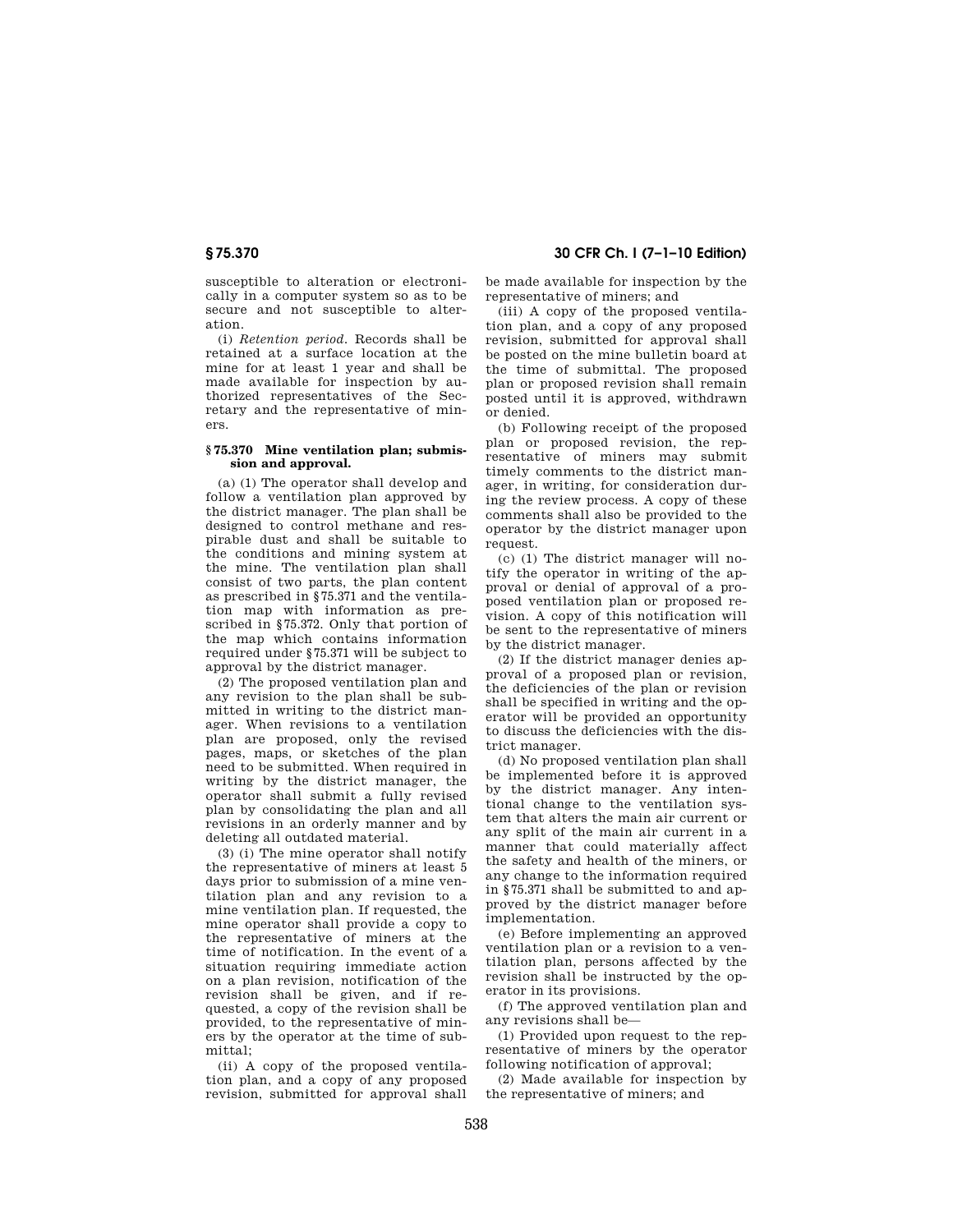susceptible to alteration or electronically in a computer system so as to be secure and not susceptible to alteration.

(i) *Retention period.* Records shall be retained at a surface location at the mine for at least 1 year and shall be made available for inspection by authorized representatives of the Secretary and the representative of miners.

### § 75.370 Mine ventilation plan; submission and approval.

(a) (1) The operator shall develop and follow a ventilation plan approved by the district manager. The plan shall be designed to control methane and respirable dust and shall be suitable to the conditions and mining system at the mine. The ventilation plan shall consist of two parts, the plan content as prescribed in § 75.371 and the ventilation map with information as prescribed in § 75.372. Only that portion of the map which contains information required under § 75.371 will be subject to approval by the district manager.

(2) The proposed ventilation plan and any revision to the plan shall be submitted in writing to the district manager. When revisions to a ventilation plan are proposed, only the revised pages, maps, or sketches of the plan need to be submitted. When required in writing by the district manager, the operator shall submit a fully revised plan by consolidating the plan and all revisions in an orderly manner and by deleting all outdated material.

(3) (i) The mine operator shall notify the representative of miners at least 5 days prior to submission of a mine ventilation plan and any revision to a mine ventilation plan. If requested, the mine operator shall provide a copy to the representative of miners at the time of notification. In the event of a situation requiring immediate action on a plan revision, notification of the revision shall be given, and if requested, a copy of the revision shall be provided, to the representative of miners by the operator at the time of submittal;

(ii) A copy of the proposed ventilation plan, and a copy of any proposed revision, submitted for approval shall be made available for inspection by the representative of miners; and

(iii) A copy of the proposed ventilation plan, and a copy of any proposed revision, submitted for approval shall be posted on the mine bulletin board at the time of submittal. The proposed plan or proposed revision shall remain posted until it is approved, withdrawn or denied.

(b) Following receipt of the proposed plan or proposed revision, the representative of miners may submit timely comments to the district manager, in writing, for consideration during the review process. A copy of these comments shall also be provided to the operator by the district manager upon request.

(c) (1) The district manager will notify the operator in writing of the approval or denial of approval of a proposed ventilation plan or proposed revision. A copy of this notification will be sent to the representative of miners by the district manager.

(2) If the district manager denies approval of a proposed plan or revision, the deficiencies of the plan or revision shall be specified in writing and the operator will be provided an opportunity to discuss the deficiencies with the district manager.

(d) No proposed ventilation plan shall be implemented before it is approved by the district manager. Any intentional change to the ventilation system that alters the main air current or any split of the main air current in a manner that could materially affect the safety and health of the miners, or any change to the information required in § 75.371 shall be submitted to and approved by the district manager before implementation.

(e) Before implementing an approved ventilation plan or a revision to a ventilation plan, persons affected by the revision shall be instructed by the operator in its provisions.

(f) The approved ventilation plan and any revisions shall be—

(1) Provided upon request to the representative of miners by the operator following notification of approval;

(2) Made available for inspection by the representative of miners; and